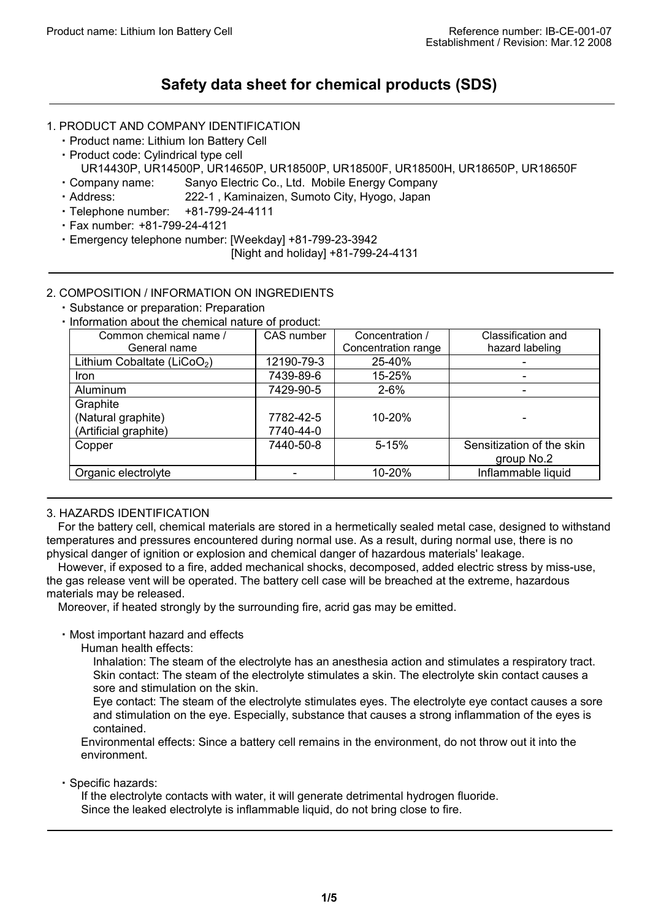# Safety data sheet for chemical products (SDS)

## 1. PRODUCT AND COMPANY IDENTIFICATION

- Product name: Lithium Ion Battery Cell
- Product code: Cylindrical type cell
  UR14430P, UR14500P, UR14650P, UR18500P, UR18500F, UR18500H, UR18650P, UR18650F
- Company name: Sanyo Electric Co., Ltd. Mobile Energy Company
- Address: 222-1 , Kaminaizen, Sumoto City, Hyogo, Japan
- Telephone number: +81-799-24-4111
- Fax number: +81-799-24-4121
- Emergency telephone number: [Weekday] +81-799-23-3942
  [Night and holiday] +81-799-24-4131

## 2. COMPOSITION / INFORMATION ON INGREDIENTS

- Substance or preparation: Preparation
- Information about the chemical nature of product:

| Common chemical name / General name | CAS number | Concentration / Concentration range | Classification and hazard labeling |
|---|---|---|---|
| Lithium Cobaltate ($LiCoO_2$) | 12190-79-3 | 25-40% | - |
| Iron | 7439-89-6 | 15-25% | - |
| Aluminum | 7429-90-5 | 2-6% | - |
| Graphite (Natural graphite) (Artificial graphite) | 7782-42-5 7740-44-0 | 10-20% | - |
| Copper | 7440-50-8 | 5-15% | Sensitization of the skin group No.2 |
| Organic electrolyte | - | 10-20% | Inflammable liquid |

## 3. HAZARDS IDENTIFICATION

For the battery cell, chemical materials are stored in a hermetically sealed metal case, designed to withstand temperatures and pressures encountered during normal use. As a result, during normal use, there is no physical danger of ignition or explosion and chemical danger of hazardous materials' leakage.

However, if exposed to a fire, added mechanical shocks, decomposed, added electric stress by miss-use, the gas release vent will be operated. The battery cell case will be breached at the extreme, hazardous materials may be released.

Moreover, if heated strongly by the surrounding fire, acrid gas may be emitted.

- Most important hazard and effects

  Human health effects:

  Inhalation: The steam of the electrolyte has an anesthesia action and stimulates a respiratory tract.
  Skin contact: The steam of the electrolyte stimulates a skin. The electrolyte skin contact causes a sore and stimulation on the skin.
  Eye contact: The steam of the electrolyte stimulates eyes. The electrolyte eye contact causes a sore and stimulation on the eye. Especially, substance that causes a strong inflammation of the eyes is contained.

  Environmental effects: Since a battery cell remains in the environment, do not throw out it into the environment.

- Specific hazards:

  If the electrolyte contacts with water, it will generate detrimental hydrogen fluoride.
  Since the leaked electrolyte is inflammable liquid, do not bring close to fire.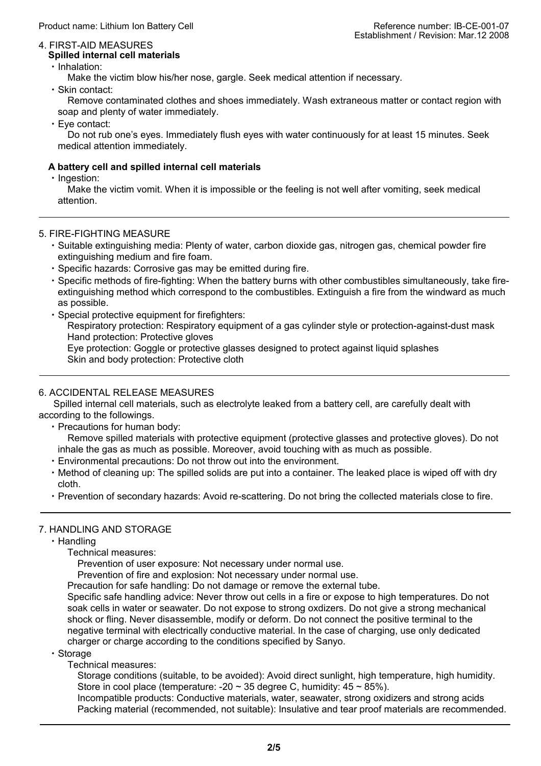## 4. FIRST-AID MEASURES

**Spilled internal cell materials**

- Inhalation:
  Make the victim blow his/her nose, gargle. Seek medical attention if necessary.
- Skin contact:
  Remove contaminated clothes and shoes immediately. Wash extraneous matter or contact region with soap and plenty of water immediately.
- Eye contact:
  Do not rub one's eyes. Immediately flush eyes with water continuously for at least 15 minutes. Seek medical attention immediately.

**A battery cell and spilled internal cell materials**

- Ingestion:
  Make the victim vomit. When it is impossible or the feeling is not well after vomiting, seek medical attention.

---

## 5. FIRE-FIGHTING MEASURE

- Suitable extinguishing media: Plenty of water, carbon dioxide gas, nitrogen gas, chemical powder fire extinguishing medium and fire foam.
- Specific hazards: Corrosive gas may be emitted during fire.
- Specific methods of fire-fighting: When the battery burns with other combustibles simultaneously, take fire-extinguishing method which correspond to the combustibles. Extinguish a fire from the windward as much as possible.
- Special protective equipment for firefighters:
  Respiratory protection: Respiratory equipment of a gas cylinder style or protection-against-dust mask
  Hand protection: Protective gloves
  Eye protection: Goggle or protective glasses designed to protect against liquid splashes
  Skin and body protection: Protective cloth

---

## 6. ACCIDENTAL RELEASE MEASURES

Spilled internal cell materials, such as electrolyte leaked from a battery cell, are carefully dealt with according to the followings.

- Precautions for human body:
  Remove spilled materials with protective equipment (protective glasses and protective gloves). Do not inhale the gas as much as possible. Moreover, avoid touching with as much as possible.
- Environmental precautions: Do not throw out into the environment.
- Method of cleaning up: The spilled solids are put into a container. The leaked place is wiped off with dry cloth.
- Prevention of secondary hazards: Avoid re-scattering. Do not bring the collected materials close to fire.

---

## 7. HANDLING AND STORAGE

- Handling
  - Technical measures:
    - Prevention of user exposure: Not necessary under normal use.
    - Prevention of fire and explosion: Not necessary under normal use.
  - Precaution for safe handling: Do not damage or remove the external tube.
  - Specific safe handling advice: Never throw out cells in a fire or expose to high temperatures. Do not soak cells in water or seawater. Do not expose to strong oxdizers. Do not give a strong mechanical shock or fling. Never disassemble, modify or deform. Do not connect the positive terminal to the negative terminal with electrically conductive material. In the case of charging, use only dedicated charger or charge according to the conditions specified by Sanyo.
- Storage
  - Technical measures:
    - Storage conditions (suitable, to be avoided): Avoid direct sunlight, high temperature, high humidity. Store in cool place (temperature: -20 ~ 35 degree C, humidity: 45 ~ 85%).
    - Incompatible products: Conductive materials, water, seawater, strong oxidizers and strong acids
    - Packing material (recommended, not suitable): Insulative and tear proof materials are recommended.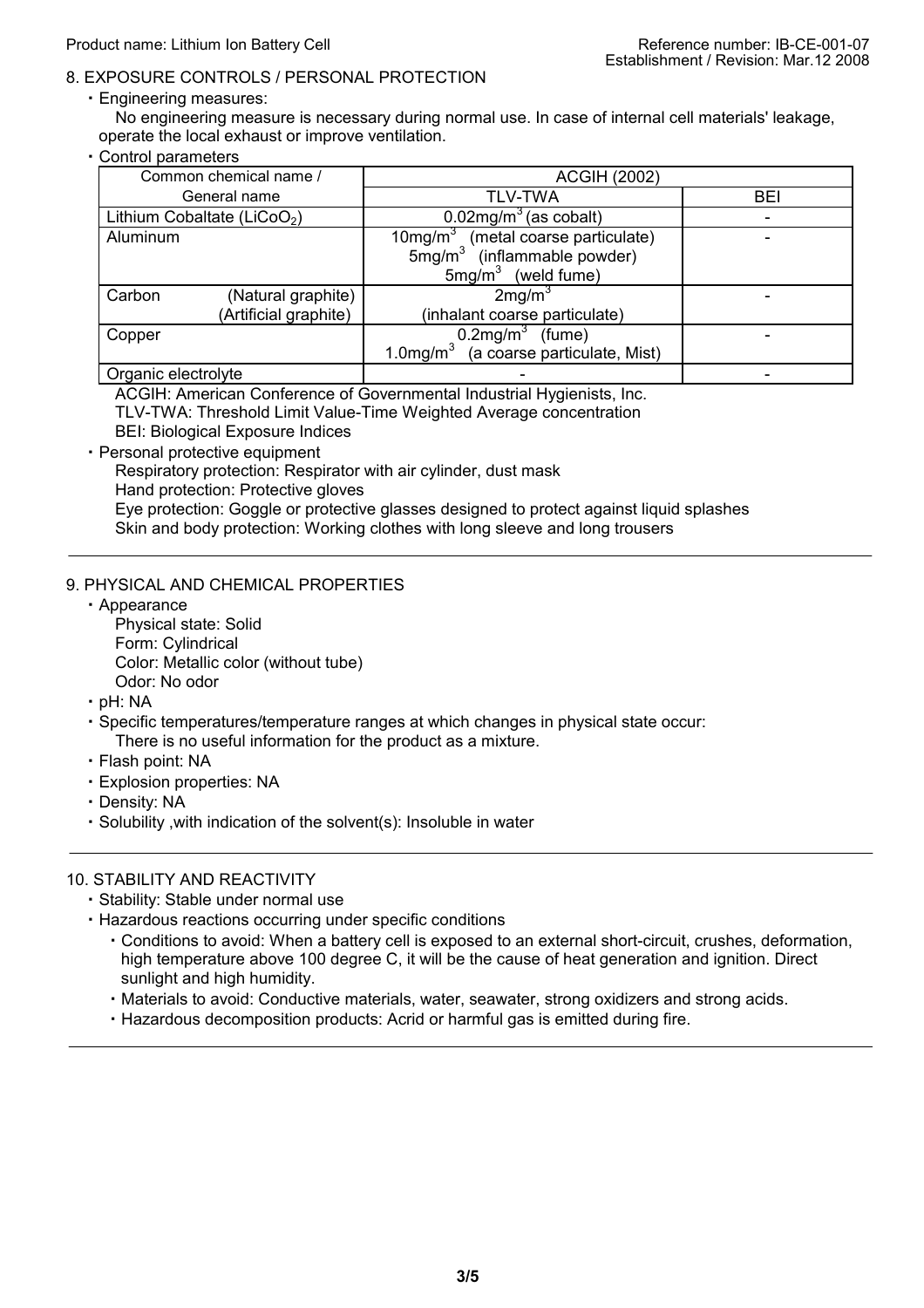## 8. EXPOSURE CONTROLS / PERSONAL PROTECTION

- Engineering measures:
  No engineering measure is necessary during normal use. In case of internal cell materials' leakage, operate the local exhaust or improve ventilation.
- Control parameters

| Common chemical name / General name | | ACGIH (2002) | |
|---|---|---|---|
| | | TLV-TWA | BEI |
| Lithium Cobaltate ($LiCoO_2$) | | $0.02mg/m^3$ (as cobalt) | - |
| Aluminum | | $10mg/m^3$ (metal coarse particulate)<br>$5mg/m^3$ (inflammable powder)<br>$5mg/m^3$ (weld fume) | - |
| Carbon | (Natural graphite)<br>(Artificial graphite) | $2mg/m^3$<br>(inhalant coarse particulate) | - |
| Copper | | $0.2mg/m^3$ (fume)<br>$1.0mg/m^3$ (a coarse particulate, Mist) | - |
| Organic electrolyte | | - | - |

ACGIH: American Conference of Governmental Industrial Hygienists, Inc.
TLV-TWA: Threshold Limit Value-Time Weighted Average concentration
BEI: Biological Exposure Indices

- Personal protective equipment
  Respiratory protection: Respirator with air cylinder, dust mask
  Hand protection: Protective gloves
  Eye protection: Goggle or protective glasses designed to protect against liquid splashes
  Skin and body protection: Working clothes with long sleeve and long trousers

## 9. PHYSICAL AND CHEMICAL PROPERTIES

- Appearance
  Physical state: Solid
  Form: Cylindrical
  Color: Metallic color (without tube)
  Odor: No odor
- pH: NA
- Specific temperatures/temperature ranges at which changes in physical state occur:
  There is no useful information for the product as a mixture.
- Flash point: NA
- Explosion properties: NA
- Density: NA
- Solubility ,with indication of the solvent(s): Insoluble in water

## 10. STABILITY AND REACTIVITY

- Stability: Stable under normal use
- Hazardous reactions occurring under specific conditions
  - Conditions to avoid: When a battery cell is exposed to an external short-circuit, crushes, deformation, high temperature above 100 degree C, it will be the cause of heat generation and ignition. Direct sunlight and high humidity.
  - Materials to avoid: Conductive materials, water, seawater, strong oxidizers and strong acids.
  - Hazardous decomposition products: Acrid or harmful gas is emitted during fire.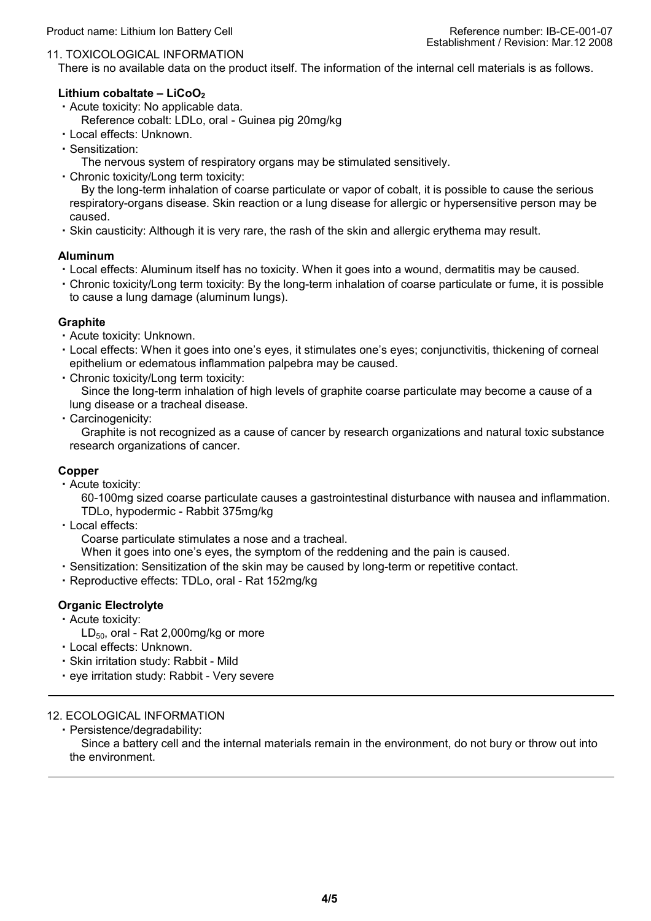## 11. TOXICOLOGICAL INFORMATION

There is no available data on the product itself. The information of the internal cell materials is as follows.

**Lithium cobaltate – $LiCoO_2$**

- Acute toxicity: No applicable data.
  Reference cobalt: LDLo, oral - Guinea pig 20mg/kg
- Local effects: Unknown.
- Sensitization:
  The nervous system of respiratory organs may be stimulated sensitively.
- Chronic toxicity/Long term toxicity:
  By the long-term inhalation of coarse particulate or vapor of cobalt, it is possible to cause the serious respiratory-organs disease. Skin reaction or a lung disease for allergic or hypersensitive person may be caused.
- Skin causticity: Although it is very rare, the rash of the skin and allergic erythema may result.

**Aluminum**

- Local effects: Aluminum itself has no toxicity. When it goes into a wound, dermatitis may be caused.
- Chronic toxicity/Long term toxicity: By the long-term inhalation of coarse particulate or fume, it is possible to cause a lung damage (aluminum lungs).

**Graphite**

- Acute toxicity: Unknown.
- Local effects: When it goes into one's eyes, it stimulates one's eyes; conjunctivitis, thickening of corneal epithelium or edematous inflammation palpebra may be caused.
- Chronic toxicity/Long term toxicity:
  Since the long-term inhalation of high levels of graphite coarse particulate may become a cause of a lung disease or a tracheal disease.
- Carcinogenicity:
  Graphite is not recognized as a cause of cancer by research organizations and natural toxic substance research organizations of cancer.

**Copper**

- Acute toxicity:
  60-100mg sized coarse particulate causes a gastrointestinal disturbance with nausea and inflammation.
  TDLo, hypodermic - Rabbit 375mg/kg
- Local effects:
  Coarse particulate stimulates a nose and a tracheal.
  When it goes into one's eyes, the symptom of the reddening and the pain is caused.
- Sensitization: Sensitization of the skin may be caused by long-term or repetitive contact.
- Reproductive effects: TDLo, oral - Rat 152mg/kg

**Organic Electrolyte**

- Acute toxicity:
  $LD_{50}$, oral - Rat 2,000mg/kg or more
- Local effects: Unknown.
- Skin irritation study: Rabbit - Mild
- eye irritation study: Rabbit - Very severe

---

## 12. ECOLOGICAL INFORMATION

- Persistence/degradability:
  Since a battery cell and the internal materials remain in the environment, do not bury or throw out into the environment.

---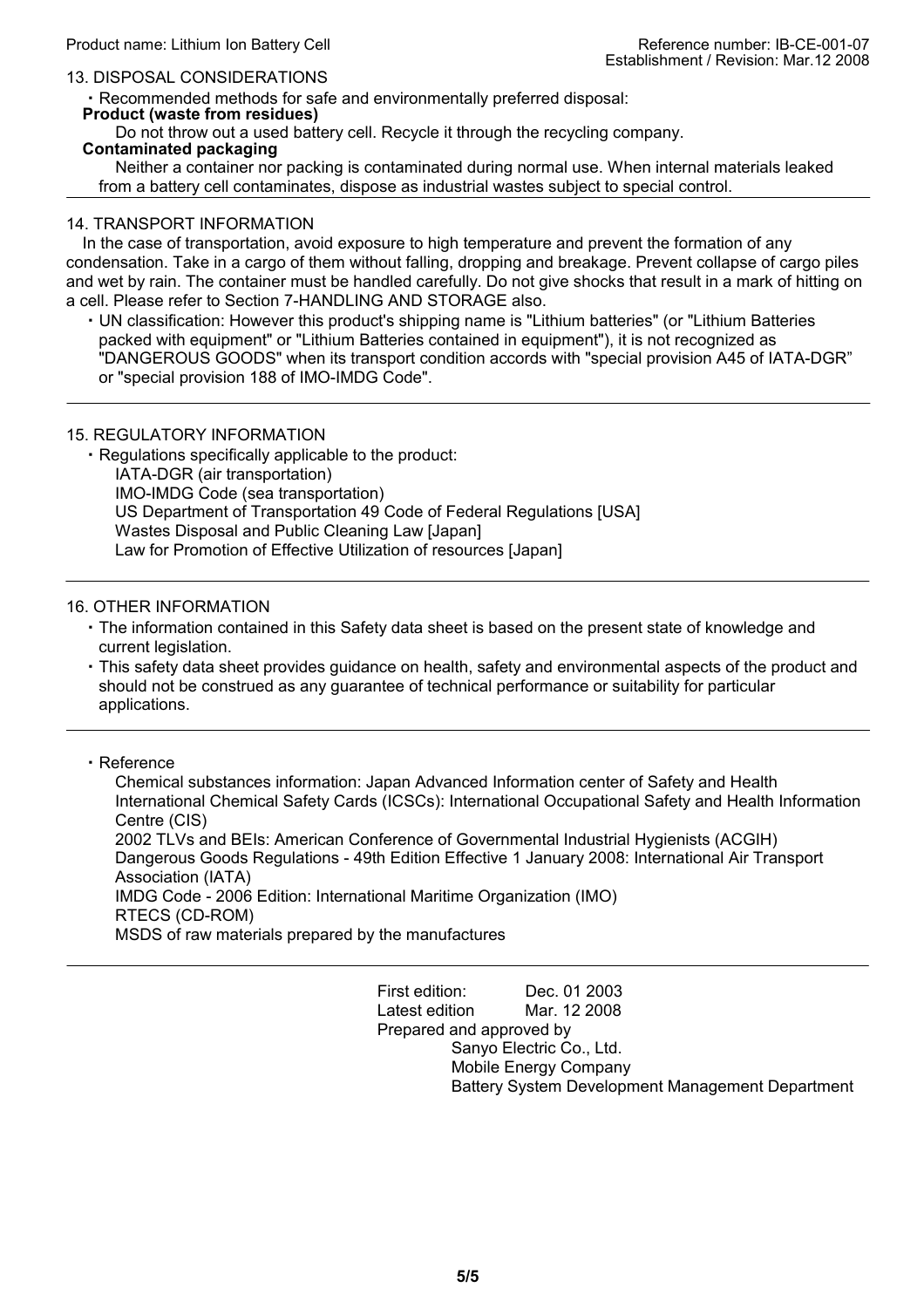## 13. DISPOSAL CONSIDERATIONS

・Recommended methods for safe and environmentally preferred disposal:

**Product (waste from residues)**

Do not throw out a used battery cell. Recycle it through the recycling company.

**Contaminated packaging**

Neither a container nor packing is contaminated during normal use. When internal materials leaked from a battery cell contaminates, dispose as industrial wastes subject to special control.

## 14. TRANSPORT INFORMATION

In the case of transportation, avoid exposure to high temperature and prevent the formation of any condensation. Take in a cargo of them without falling, dropping and breakage. Prevent collapse of cargo piles and wet by rain. The container must be handled carefully. Do not give shocks that result in a mark of hitting on a cell. Please refer to Section 7-HANDLING AND STORAGE also.

・UN classification: However this product's shipping name is "Lithium batteries" (or "Lithium Batteries packed with equipment" or "Lithium Batteries contained in equipment"), it is not recognized as "DANGEROUS GOODS" when its transport condition accords with "special provision A45 of IATA-DGR" or "special provision 188 of IMO-IMDG Code".

## 15. REGULATORY INFORMATION

・Regulations specifically applicable to the product:

IATA-DGR (air transportation)
IMO-IMDG Code (sea transportation)
US Department of Transportation 49 Code of Federal Regulations [USA]
Wastes Disposal and Public Cleaning Law [Japan]
Law for Promotion of Effective Utilization of resources [Japan]

## 16. OTHER INFORMATION

・The information contained in this Safety data sheet is based on the present state of knowledge and current legislation.

・This safety data sheet provides guidance on health, safety and environmental aspects of the product and should not be construed as any guarantee of technical performance or suitability for particular applications.

・Reference

Chemical substances information: Japan Advanced Information center of Safety and Health
International Chemical Safety Cards (ICSCs): International Occupational Safety and Health Information Centre (CIS)
2002 TLVs and BEIs: American Conference of Governmental Industrial Hygienists (ACGIH)
Dangerous Goods Regulations - 49th Edition Effective 1 January 2008: International Air Transport Association (IATA)
IMDG Code - 2006 Edition: International Maritime Organization (IMO)
RTECS (CD-ROM)
MSDS of raw materials prepared by the manufactures

First edition: Dec. 01 2003
Latest edition Mar. 12 2008
Prepared and approved by
Sanyo Electric Co., Ltd.
Mobile Energy Company
Battery System Development Management Department